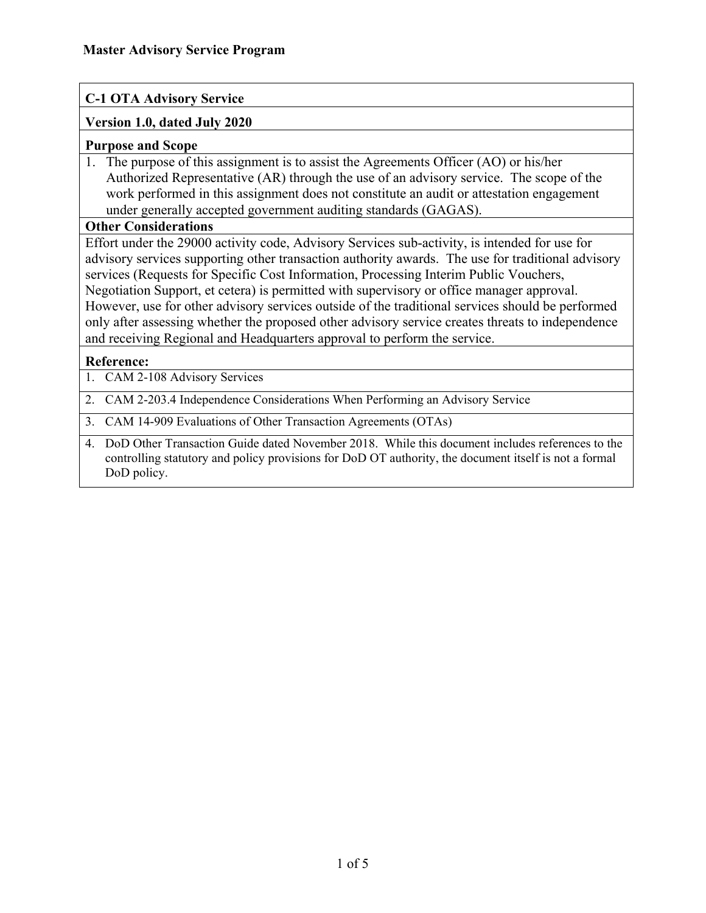# Master Advisory Service Program

## C-1 OTA Advisory Service

**Version 1.0, dated July 2020**

### Purpose and Scope

1. The purpose of this assignment is to assist the Agreements Officer (AO) or his/her Authorized Representative (AR) through the use of an advisory service. The scope of the work performed in this assignment does not constitute an audit or attestation engagement under generally accepted government auditing standards (GAGAS).

### Other Considerations

Effort under the 29000 activity code, Advisory Services sub-activity, is intended for use for advisory services supporting other transaction authority awards. The use for traditional advisory services (Requests for Specific Cost Information, Processing Interim Public Vouchers, Negotiation Support, et cetera) is permitted with supervisory or office manager approval. However, use for other advisory services outside of the traditional services should be performed only after assessing whether the proposed other advisory service creates threats to independence and receiving Regional and Headquarters approval to perform the service.

### Reference:

1. CAM 2-108 Advisory Services
2. CAM 2-203.4 Independence Considerations When Performing an Advisory Service
3. CAM 14-909 Evaluations of Other Transaction Agreements (OTAs)
4. DoD Other Transaction Guide dated November 2018. While this document includes references to the controlling statutory and policy provisions for DoD OT authority, the document itself is not a formal DoD policy.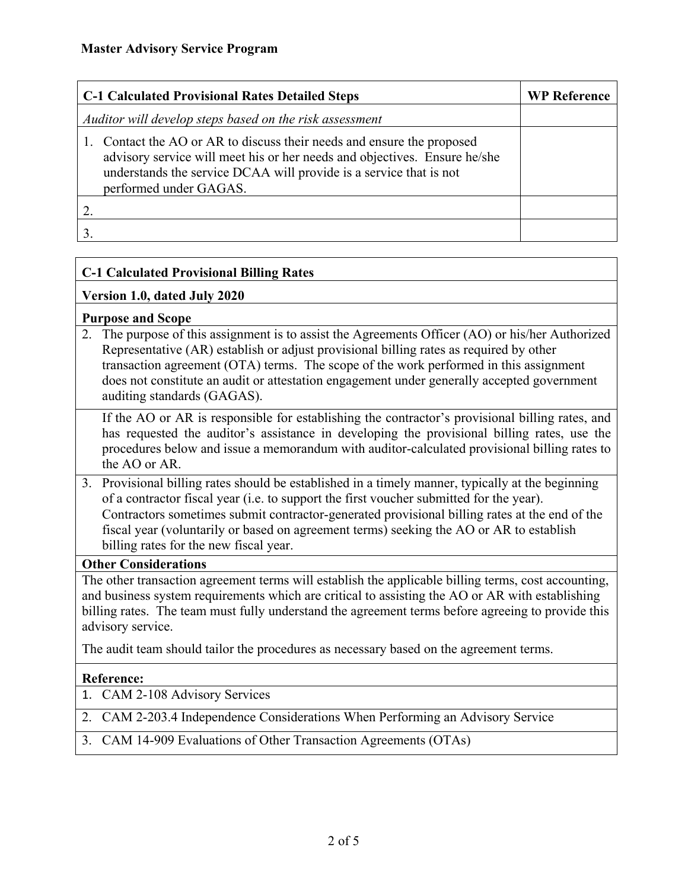**Master Advisory Service Program**

| C-1 Calculated Provisional Rates Detailed Steps | WP Reference |
|---|---|
| *Auditor will develop steps based on the risk assessment* | |
| 1. Contact the AO or AR to discuss their needs and ensure the proposed advisory service will meet his or her needs and objectives. Ensure he/she understands the service DCAA will provide is a service that is not performed under GAGAS. | |
| 2. | |
| 3. | |

**C-1 Calculated Provisional Billing Rates**

**Version 1.0, dated July 2020**

**Purpose and Scope**

2. The purpose of this assignment is to assist the Agreements Officer (AO) or his/her Authorized Representative (AR) establish or adjust provisional billing rates as required by other transaction agreement (OTA) terms. The scope of the work performed in this assignment does not constitute an audit or attestation engagement under generally accepted government auditing standards (GAGAS).

   If the AO or AR is responsible for establishing the contractor's provisional billing rates, and has requested the auditor's assistance in developing the provisional billing rates, use the procedures below and issue a memorandum with auditor-calculated provisional billing rates to the AO or AR.

3. Provisional billing rates should be established in a timely manner, typically at the beginning of a contractor fiscal year (i.e. to support the first voucher submitted for the year). Contractors sometimes submit contractor-generated provisional billing rates at the end of the fiscal year (voluntarily or based on agreement terms) seeking the AO or AR to establish billing rates for the new fiscal year.

**Other Considerations**

The other transaction agreement terms will establish the applicable billing terms, cost accounting, and business system requirements which are critical to assisting the AO or AR with establishing billing rates. The team must fully understand the agreement terms before agreeing to provide this advisory service.

The audit team should tailor the procedures as necessary based on the agreement terms.

**Reference:**

1. CAM 2-108 Advisory Services
2. CAM 2-203.4 Independence Considerations When Performing an Advisory Service
3. CAM 14-909 Evaluations of Other Transaction Agreements (OTAs)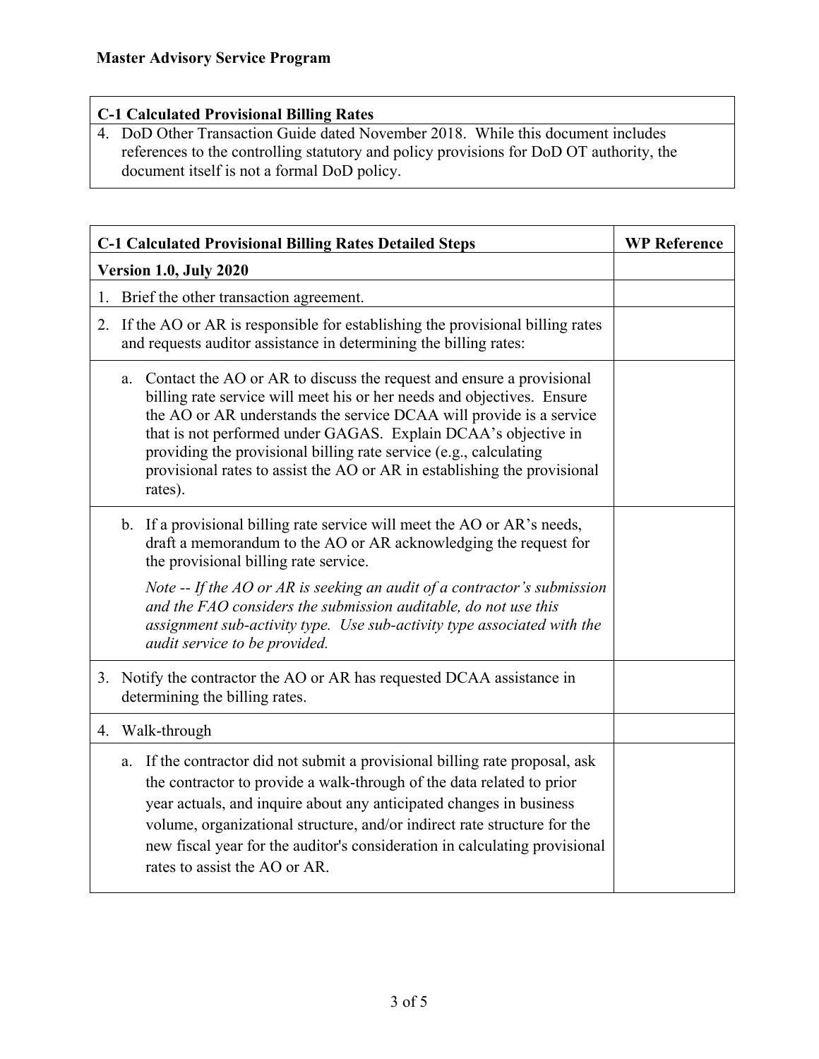**Master Advisory Service Program**

| C-1 Calculated Provisional Billing Rates |
|---|
| 4. DoD Other Transaction Guide dated November 2018. While this document includes references to the controlling statutory and policy provisions for DoD OT authority, the document itself is not a formal DoD policy. |

| C-1 Calculated Provisional Billing Rates Detailed Steps | WP Reference |
|---|---|
| **Version 1.0, July 2020** | |
| 1. Brief the other transaction agreement. | |
| 2. If the AO or AR is responsible for establishing the provisional billing rates and requests auditor assistance in determining the billing rates: | |
| a. Contact the AO or AR to discuss the request and ensure a provisional billing rate service will meet his or her needs and objectives. Ensure the AO or AR understands the service DCAA will provide is a service that is not performed under GAGAS. Explain DCAA's objective in providing the provisional billing rate service (e.g., calculating provisional rates to assist the AO or AR in establishing the provisional rates). | |
| b. If a provisional billing rate service will meet the AO or AR's needs, draft a memorandum to the AO or AR acknowledging the request for the provisional billing rate service. *Note -- If the AO or AR is seeking an audit of a contractor's submission and the FAO considers the submission auditable, do not use this assignment sub-activity type. Use sub-activity type associated with the audit service to be provided.* | |
| 3. Notify the contractor the AO or AR has requested DCAA assistance in determining the billing rates. | |
| 4. Walk-through | |
| a. If the contractor did not submit a provisional billing rate proposal, ask the contractor to provide a walk-through of the data related to prior year actuals, and inquire about any anticipated changes in business volume, organizational structure, and/or indirect rate structure for the new fiscal year for the auditor's consideration in calculating provisional rates to assist the AO or AR. | |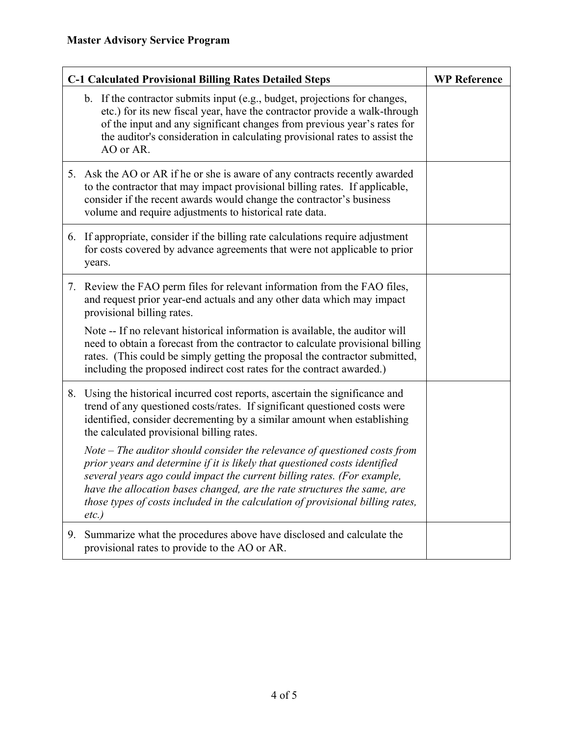**Master Advisory Service Program**

| C-1 Calculated Provisional Billing Rates Detailed Steps | WP Reference |
|---|---|
| b. If the contractor submits input (e.g., budget, projections for changes, etc.) for its new fiscal year, have the contractor provide a walk-through of the input and any significant changes from previous year's rates for the auditor's consideration in calculating provisional rates to assist the AO or AR. | |
| 5. Ask the AO or AR if he or she is aware of any contracts recently awarded to the contractor that may impact provisional billing rates. If applicable, consider if the recent awards would change the contractor's business volume and require adjustments to historical rate data. | |
| 6. If appropriate, consider if the billing rate calculations require adjustment for costs covered by advance agreements that were not applicable to prior years. | |
| 7. Review the FAO perm files for relevant information from the FAO files, and request prior year-end actuals and any other data which may impact provisional billing rates.<br><br>Note -- If no relevant historical information is available, the auditor will need to obtain a forecast from the contractor to calculate provisional billing rates. (This could be simply getting the proposal the contractor submitted, including the proposed indirect cost rates for the contract awarded.) | |
| 8. Using the historical incurred cost reports, ascertain the significance and trend of any questioned costs/rates. If significant questioned costs were identified, consider decrementing by a similar amount when establishing the calculated provisional billing rates.<br><br>*Note – The auditor should consider the relevance of questioned costs from prior years and determine if it is likely that questioned costs identified several years ago could impact the current billing rates. (For example, have the allocation bases changed, are the rate structures the same, are those types of costs included in the calculation of provisional billing rates, etc.)* | |
| 9. Summarize what the procedures above have disclosed and calculate the provisional rates to provide to the AO or AR. | |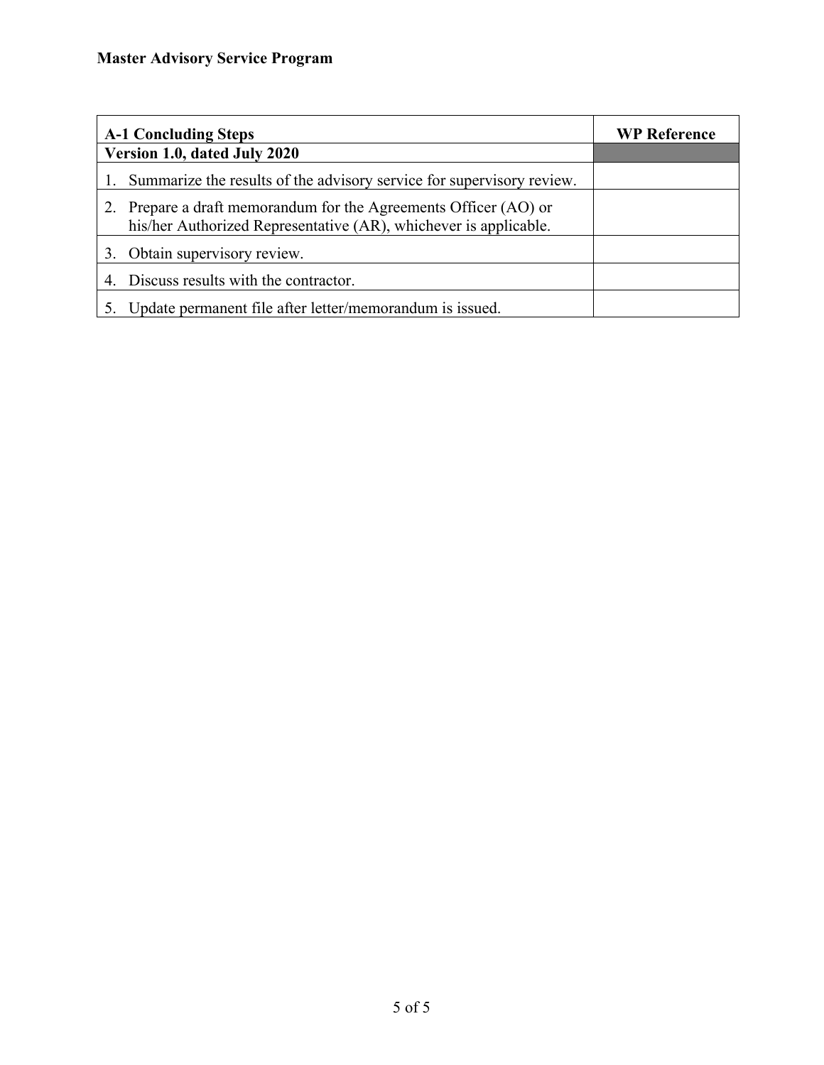| A-1 Concluding Steps | WP Reference |
| --- | --- |
| **Version 1.0, dated July 2020** | |
| 1. Summarize the results of the advisory service for supervisory review. | |
| 2. Prepare a draft memorandum for the Agreements Officer (AO) or his/her Authorized Representative (AR), whichever is applicable. | |
| 3. Obtain supervisory review. | |
| 4. Discuss results with the contractor. | |
| 5. Update permanent file after letter/memorandum is issued. | |